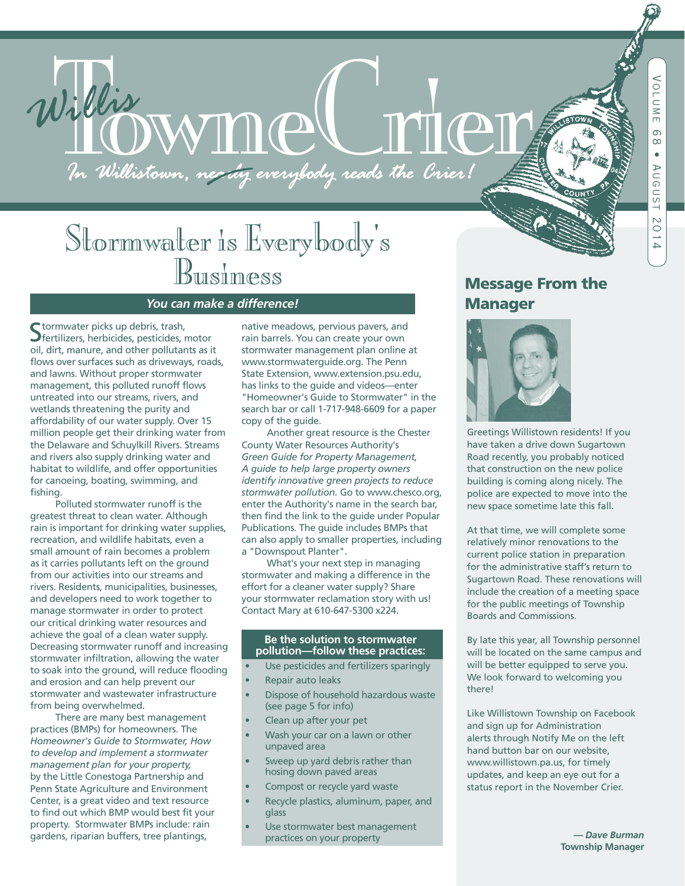# Willis Towne Crier

*In Willistown, nearly everybody reads the Crier!*

Volume 68 • August 2014

## Stormwater is Everybody's Business

***You can make a difference!***

Stormwater picks up debris, trash, fertilizers, herbicides, pesticides, motor oil, dirt, manure, and other pollutants as it flows over surfaces such as driveways, roads, and lawns. Without proper stormwater management, this polluted runoff flows untreated into our streams, rivers, and wetlands threatening the purity and affordability of our water supply. Over 15 million people get their drinking water from the Delaware and Schuylkill Rivers. Streams and rivers also supply drinking water and habitat to wildlife, and offer opportunities for canoeing, boating, swimming, and fishing.

Polluted stormwater runoff is the greatest threat to clean water. Although rain is important for drinking water supplies, recreation, and wildlife habitats, even a small amount of rain becomes a problem as it carries pollutants left on the ground from our activities into our streams and rivers. Residents, municipalities, businesses, and developers need to work together to manage stormwater in order to protect our critical drinking water resources and achieve the goal of a clean water supply. Decreasing stormwater runoff and increasing stormwater infiltration, allowing the water to soak into the ground, will reduce flooding and erosion and can help prevent our stormwater and wastewater infrastructure from being overwhelmed.

There are many best management practices (BMPs) for homeowners. The *Homeowner's Guide to Stormwater, How to develop and implement a stormwater management plan for your property,* by the Little Conestoga Partnership and Penn State Agriculture and Environment Center, is a great video and text resource to find out which BMP would best fit your property. Stormwater BMPs include: rain gardens, riparian buffers, tree plantings, native meadows, pervious pavers, and rain barrels. You can create your own stormwater management plan online at www.stormwaterguide.org. The Penn State Extension, www.extension.psu.edu, has links to the guide and videos—enter "Homeowner's Guide to Stormwater" in the search bar or call 1-717-948-6609 for a paper copy of the guide.

Another great resource is the Chester County Water Resources Authority's *Green Guide for Property Management, A guide to help large property owners identify innovative green projects to reduce stormwater pollution.* Go to www.chesco.org, enter the Authority's name in the search bar, then find the link to the guide under Popular Publications. The guide includes BMPs that can also apply to smaller properties, including a "Downspout Planter".

What's your next step in managing stormwater and making a difference in the effort for a cleaner water supply? Share your stormwater reclamation story with us! Contact Mary at 610-647-5300 x224.

**Be the solution to stormwater pollution—follow these practices:**

- Use pesticides and fertilizers sparingly
- Repair auto leaks
- Dispose of household hazardous waste (see page 5 for info)
- Clean up after your pet
- Wash your car on a lawn or other unpaved area
- Sweep up yard debris rather than hosing down paved areas
- Compost or recycle yard waste
- Recycle plastics, aluminum, paper, and glass
- Use stormwater best management practices on your property

## Message From the Manager

Greetings Willistown residents! If you have taken a drive down Sugartown Road recently, you probably noticed that construction on the new police building is coming along nicely. The police are expected to move into the new space sometime late this fall.

At that time, we will complete some relatively minor renovations to the current police station in preparation for the administrative staff's return to Sugartown Road. These renovations will include the creation of a meeting space for the public meetings of Township Boards and Commissions.

By late this year, all Township personnel will be located on the same campus and will be better equipped to serve you. We look forward to welcoming you there!

Like Willistown Township on Facebook and sign up for Administration alerts through Notify Me on the left hand button bar on our website, www.willistown.pa.us, for timely updates, and keep an eye out for a status report in the November Crier.

***— Dave Burman***
**Township Manager**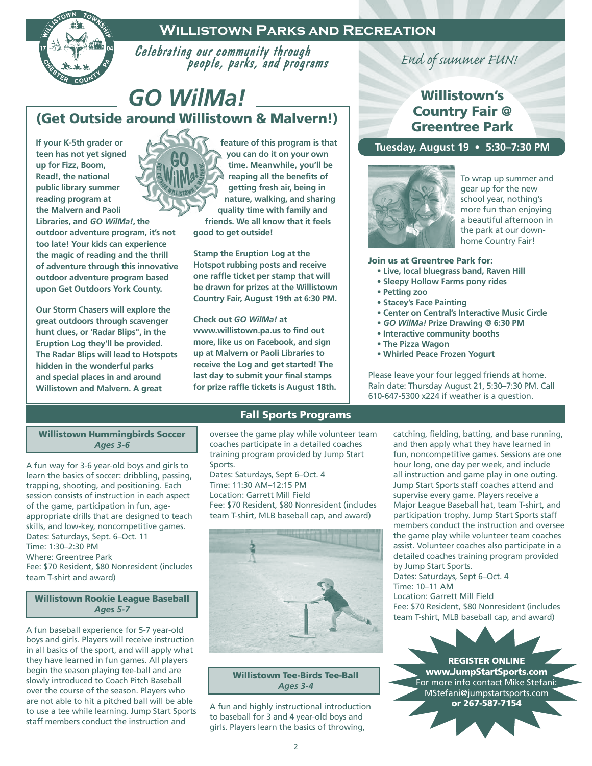# Willistown Parks and Recreation

*Celebrating our community through people, parks, and programs*

## GO WilMa!

### (Get Outside around Willistown & Malvern!)

**If your K-5th grader or teen has not yet signed up for Fizz, Boom, Read!, the national public library summer reading program at the Malvern and Paoli Libraries, and *GO WilMa!*, the outdoor adventure program, it's not too late! Your kids can experience the magic of reading and the thrill of adventure through this innovative outdoor adventure program based upon Get Outdoors York County.**

**Our Storm Chasers will explore the great outdoors through scavenger hunt clues, or 'Radar Blips", in the Eruption Log they'll be provided. The Radar Blips will lead to Hotspots hidden in the wonderful parks and special places in and around Willistown and Malvern. A great feature of this program is that you can do it on your own time. Meanwhile, you'll be reaping all the benefits of getting fresh air, being in nature, walking, and sharing quality time with family and friends. We all know that it feels good to get outside!**

**Stamp the Eruption Log at the Hotspot rubbing posts and receive one raffle ticket per stamp that will be drawn for prizes at the Willistown Country Fair, August 19th at 6:30 PM.**

**Check out *GO WilMa!* at www.willistown.pa.us to find out more, like us on Facebook, and sign up at Malvern or Paoli Libraries to receive the Log and get started! The last day to submit your final stamps for prize raffle tickets is August 18th.**

*End of summer FUN!*

## Willistown's Country Fair @ Greentree Park

**Tuesday, August 19 • 5:30–7:30 PM**

To wrap up summer and gear up for the new school year, nothing's more fun than enjoying a beautiful afternoon in the park at our down-home Country Fair!

**Join us at Greentree Park for:**

- **Live, local bluegrass band, Raven Hill**
- **Sleepy Hollow Farms pony rides**
- **Petting zoo**
- **Stacey's Face Painting**
- **Center on Central's Interactive Music Circle**
- ***GO WilMa!* Prize Drawing @ 6:30 PM**
- **Interactive community booths**
- **The Pizza Wagon**
- **Whirled Peace Frozen Yogurt**

Please leave your four legged friends at home. Rain date: Thursday August 21, 5:30–7:30 PM. Call 610-647-5300 x224 if weather is a question.

## Fall Sports Programs

### Willistown Hummingbirds Soccer
*Ages 3-6*

A fun way for 3-6 year-old boys and girls to learn the basics of soccer: dribbling, passing, trapping, shooting, and positioning. Each session consists of instruction in each aspect of the game, participation in fun, age-appropriate drills that are designed to teach skills, and low-key, noncompetitive games.
Dates: Saturdays, Sept. 6–Oct. 11
Time: 1:30–2:30 PM
Where: Greentree Park
Fee: $70 Resident, $80 Nonresident (includes team T-shirt and award)

### Willistown Rookie League Baseball
*Ages 5-7*

A fun baseball experience for 5-7 year-old boys and girls. Players will receive instruction in all basics of the sport, and will apply what they have learned in fun games. All players begin the season playing tee-ball and are slowly introduced to Coach Pitch Baseball over the course of the season. Players who are not able to hit a pitched ball will be able to use a tee while learning. Jump Start Sports staff members conduct the instruction and oversee the game play while volunteer team coaches participate in a detailed coaches training program provided by Jump Start Sports.
Dates: Saturdays, Sept 6–Oct. 4
Time: 11:30 AM–12:15 PM
Location: Garrett Mill Field
Fee: $70 Resident, $80 Nonresident (includes team T-shirt, MLB baseball cap, and award)

### Willistown Tee-Birds Tee-Ball
*Ages 3-4*

A fun and highly instructional introduction to baseball for 3 and 4 year-old boys and girls. Players learn the basics of throwing, catching, fielding, batting, and base running, and then apply what they have learned in fun, noncompetitive games. Sessions are one hour long, one day per week, and include all instruction and game play in one outing. Jump Start Sports staff coaches attend and supervise every game. Players receive a Major League Baseball hat, team T-shirt, and participation trophy. Jump Start Sports staff members conduct the instruction and oversee the game play while volunteer team coaches assist. Volunteer coaches also participate in a detailed coaches training program provided by Jump Start Sports.
Dates: Saturdays, Sept 6–Oct. 4
Time: 10–11 AM
Location: Garrett Mill Field
Fee: $70 Resident, $80 Nonresident (includes team T-shirt, MLB baseball cap, and award)

**REGISTER ONLINE**
**www.JumpStartSports.com**
For more info contact Mike Stefani:
MStefani@jumpstartsports.com
**or 267-587-7154**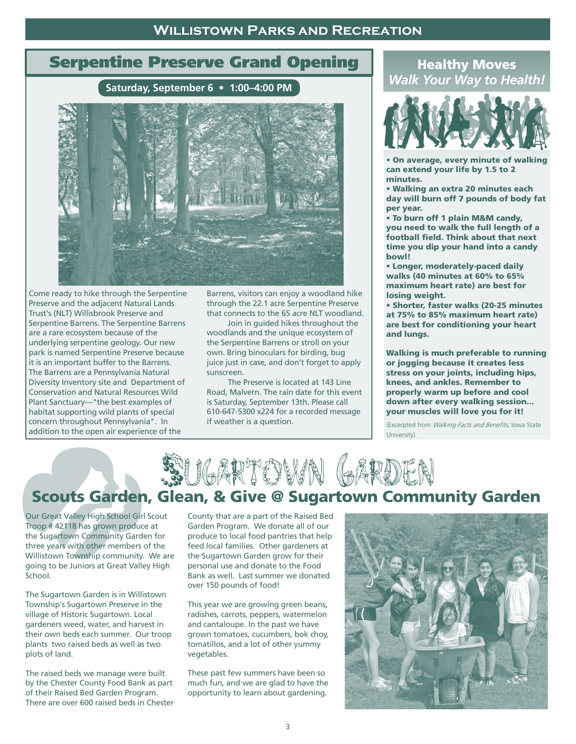# Serpentine Preserve Grand Opening

**Saturday, September 6 • 1:00–4:00 PM**

Come ready to hike through the Serpentine Preserve and the adjacent Natural Lands Trust's (NLT) Willisbrook Preserve and Serpentine Barrens. The Serpentine Barrens are a rare ecosystem because of the underlying serpentine geology. Our new park is named Serpentine Preserve because it is an important buffer to the Barrens. The Barrens are a Pennsylvania Natural Diversity Inventory site and Department of Conservation and Natural Resources Wild Plant Sanctuary—"the best examples of habitat supporting wild plants of special concern throughout Pennsylvania". In addition to the open air experience of the Barrens, visitors can enjoy a woodland hike through the 22.1 acre Serpentine Preserve that connects to the 65 acre NLT woodland.

Join in guided hikes throughout the woodlands and the unique ecosystem of the Serpentine Barrens or stroll on your own. Bring binoculars for birding, bug juice just in case, and don't forget to apply sunscreen.

The Preserve is located at 143 Line Road, Malvern. The rain date for this event is Saturday, September 13th. Please call 610-647-5300 x224 for a recorded message if weather is a question.

## Healthy Moves
*Walk Your Way to Health!*

- **On average, every minute of walking can extend your life by 1.5 to 2 minutes.**
- **Walking an extra 20 minutes each day will burn off 7 pounds of body fat per year.**
- **To burn off 1 plain M&M candy, you need to walk the full length of a football field. Think about that next time you dip your hand into a candy bowl!**
- **Longer, moderately-paced daily walks (40 minutes at 60% to 65% maximum heart rate) are best for losing weight.**
- **Shorter, faster walks (20-25 minutes at 75% to 85% maximum heart rate) are best for conditioning your heart and lungs.**

**Walking is much preferable to running or jogging because it creates less stress on your joints, including hips, knees, and ankles. Remember to properly warm up before and cool down after every walking session... your muscles will love you for it!**

(Excerpted from *Walking Facts and Benefits*, Iowa State University)

# Sugartown Garden

## Scouts Garden, Glean, & Give @ Sugartown Community Garden

Our Great Valley High School Girl Scout Troop # 42118 has grown produce at the Sugartown Community Garden for three years with other members of the Willistown Township community. We are going to be Juniors at Great Valley High School.

The Sugartown Garden is in Willistown Township's Sugartown Preserve in the village of Historic Sugartown. Local gardeners weed, water, and harvest in their own beds each summer. Our troop plants two raised beds as well as two plots of land.

The raised beds we manage were built by the Chester County Food Bank as part of their Raised Bed Garden Program. There are over 600 raised beds in Chester County that are a part of the Raised Bed Garden Program. We donate all of our produce to local food pantries that help feed local families. Other gardeners at the Sugartown Garden grow for their personal use and donate to the Food Bank as well. Last summer we donated over 150 pounds of food!

This year we are growing green beans, radishes, carrots, peppers, watermelon and cantaloupe. In the past we have grown tomatoes, cucumbers, bok choy, tomatillos, and a lot of other yummy vegetables.

These past few summers have been so much fun, and we are glad to have the opportunity to learn about gardening.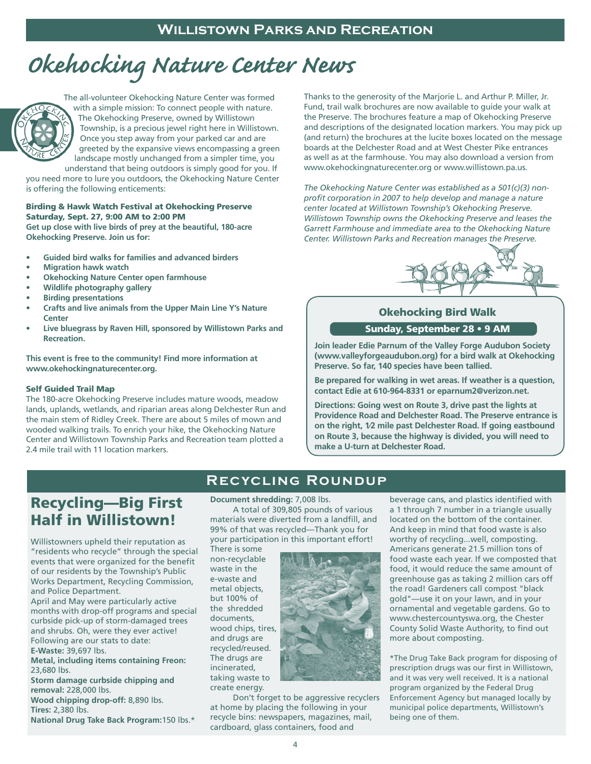# Willistown Parks and Recreation

## Okehocking Nature Center News

The all-volunteer Okehocking Nature Center was formed with a simple mission: To connect people with nature. The Okehocking Preserve, owned by Willistown Township, is a precious jewel right here in Willistown. Once you step away from your parked car and are greeted by the expansive views encompassing a green landscape mostly unchanged from a simpler time, you understand that being outdoors is simply good for you. If you need more to lure you outdoors, the Okehocking Nature Center is offering the following enticements:

### Birding & Hawk Watch Festival at Okehocking Preserve

**Saturday, Sept. 27, 9:00 AM to 2:00 PM**

**Get up close with live birds of prey at the beautiful, 180-acre Okehocking Preserve. Join us for:**

- **Guided bird walks for families and advanced birders**
- **Migration hawk watch**
- **Okehocking Nature Center open farmhouse**
- **Wildlife photography gallery**
- **Birding presentations**
- **Crafts and live animals from the Upper Main Line Y's Nature Center**
- **Live bluegrass by Raven Hill, sponsored by Willistown Parks and Recreation.**

**This event is free to the community! Find more information at www.okehockingnaturecenter.org.**

### Self Guided Trail Map

The 180-acre Okehocking Preserve includes mature woods, meadow lands, uplands, wetlands, and riparian areas along Delchester Run and the main stem of Ridley Creek. There are about 5 miles of mown and wooded walking trails. To enrich your hike, the Okehocking Nature Center and Willistown Township Parks and Recreation team plotted a 2.4 mile trail with 11 location markers.

Thanks to the generosity of the Marjorie L. and Arthur P. Miller, Jr. Fund, trail walk brochures are now available to guide your walk at the Preserve. The brochures feature a map of Okehocking Preserve and descriptions of the designated location markers. You may pick up (and return) the brochures at the lucite boxes located on the message boards at the Delchester Road and at West Chester Pike entrances as well as at the farmhouse. You may also download a version from www.okehockingnaturecenter.org or www.willistown.pa.us.

*The Okehocking Nature Center was established as a 501(c)(3) non-profit corporation in 2007 to help develop and manage a nature center located at Willistown Township's Okehocking Preserve. Willistown Township owns the Okehocking Preserve and leases the Garrett Farmhouse and immediate area to the Okehocking Nature Center. Willistown Parks and Recreation manages the Preserve.*

### Okehocking Bird Walk

**Sunday, September 28 • 9 AM**

**Join leader Edie Parnum of the Valley Forge Audubon Society (www.valleyforgeaudubon.org) for a bird walk at Okehocking Preserve. So far, 140 species have been tallied.**

**Be prepared for walking in wet areas. If weather is a question, contact Edie at 610-964-8331 or eparnum2@verizon.net.**

**Directions: Going west on Route 3, drive past the lights at Providence Road and Delchester Road. The Preserve entrance is on the right, 1/2 mile past Delchester Road. If going eastbound on Route 3, because the highway is divided, you will need to make a U-turn at Delchester Road.**

# Recycling Roundup

## Recycling—Big First Half in Willistown!

Willistowners upheld their reputation as "residents who recycle" through the special events that were organized for the benefit of our residents by the Township's Public Works Department, Recycling Commission, and Police Department.

April and May were particularly active months with drop-off programs and special curbside pick-up of storm-damaged trees and shrubs. Oh, were they ever active! Following are our stats to date:

**E-Waste:** 39,697 lbs.
**Metal, including items containing Freon:** 23,680 lbs.
**Storm damage curbside chipping and removal:** 228,000 lbs.
**Wood chipping drop-off:** 8,890 lbs.
**Tires:** 2,380 lbs.
**National Drug Take Back Program:** 150 lbs.*
**Document shredding:** 7,008 lbs.

A total of 309,805 pounds of various materials were diverted from a landfill, and 99% of that was recycled—Thank you for your participation in this important effort! There is some non-recyclable waste in the e-waste and metal objects, but 100% of the shredded documents, wood chips, tires, and drugs are recycled/reused. The drugs are incinerated, taking waste to create energy.

Don't forget to be aggressive recyclers at home by placing the following in your recycle bins: newspapers, magazines, mail, cardboard, glass containers, food and beverage cans, and plastics identified with a 1 through 7 number in a triangle usually located on the bottom of the container. And keep in mind that food waste is also worthy of recycling...well, composting. Americans generate 21.5 million tons of food waste each year. If we composted that food, it would reduce the same amount of greenhouse gas as taking 2 million cars off the road! Gardeners call compost "black gold"—use it on your lawn, and in your ornamental and vegetable gardens. Go to www.chestercountyswa.org, the Chester County Solid Waste Authority, to find out more about composting.

*The Drug Take Back program for disposing of prescription drugs was our first in Willistown, and it was very well received. It is a national program organized by the Federal Drug Enforcement Agency but managed locally by municipal police departments, Willistown's being one of them.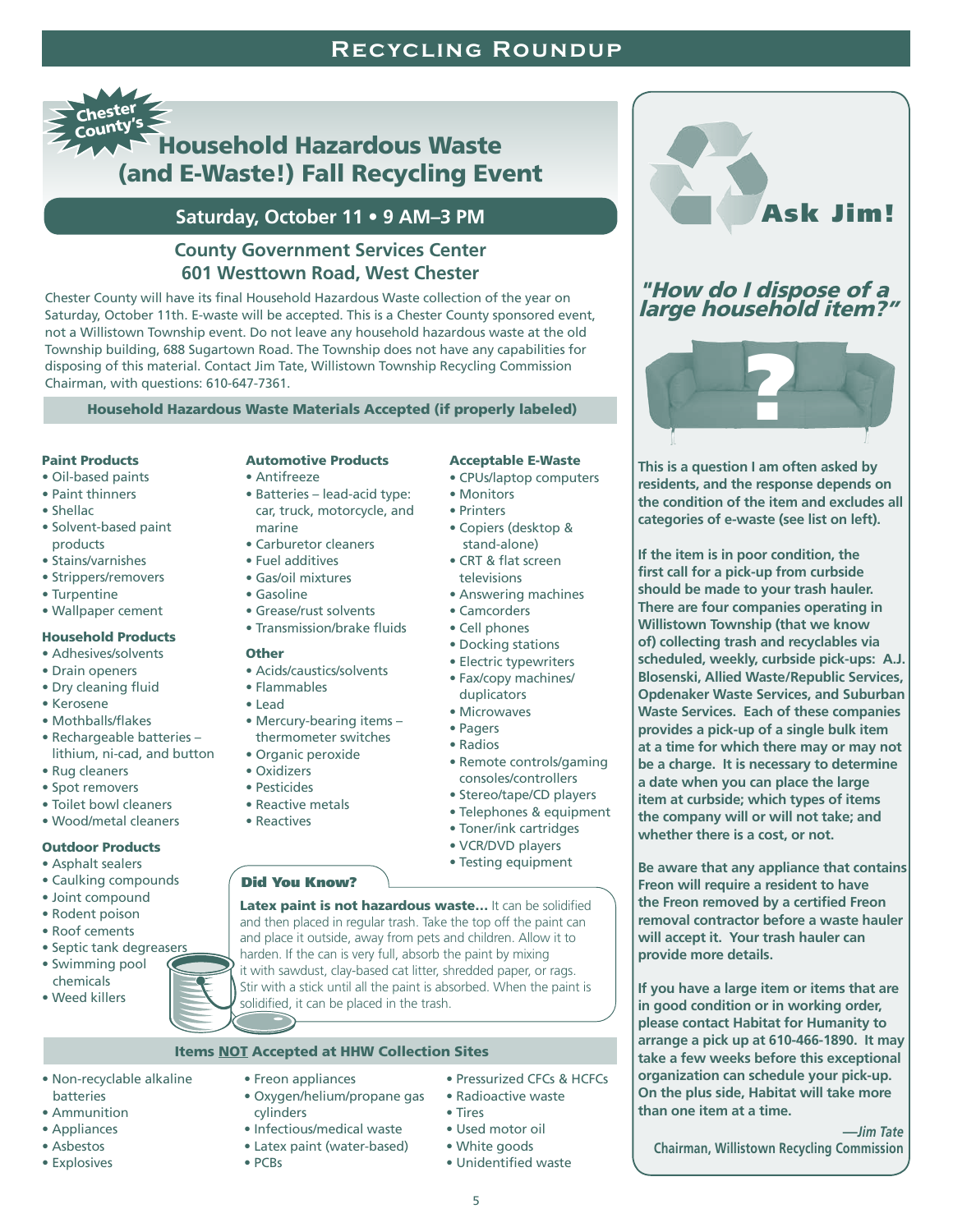# Chester County's Household Hazardous Waste (and E-Waste!) Fall Recycling Event

## Saturday, October 11 • 9 AM–3 PM

### County Government Services Center
### 601 Westtown Road, West Chester

Chester County will have its final Household Hazardous Waste collection of the year on Saturday, October 11th. E-waste will be accepted. This is a Chester County sponsored event, not a Willistown Township event. Do not leave any household hazardous waste at the old Township building, 688 Sugartown Road. The Township does not have any capabilities for disposing of this material. Contact Jim Tate, Willistown Township Recycling Commission Chairman, with questions: 610-647-7361.

### Household Hazardous Waste Materials Accepted (if properly labeled)

**Paint Products**
- Oil-based paints
- Paint thinners
- Shellac
- Solvent-based paint products
- Stains/varnishes
- Strippers/removers
- Turpentine
- Wallpaper cement

**Household Products**
- Adhesives/solvents
- Drain openers
- Dry cleaning fluid
- Kerosene
- Mothballs/flakes
- Rechargeable batteries – lithium, ni-cad, and button
- Rug cleaners
- Spot removers
- Toilet bowl cleaners
- Wood/metal cleaners

**Outdoor Products**
- Asphalt sealers
- Caulking compounds
- Joint compound
- Rodent poison
- Roof cements
- Septic tank degreasers
- Swimming pool chemicals
- Weed killers

**Automotive Products**
- Antifreeze
- Batteries – lead-acid type: car, truck, motorcycle, and marine
- Carburetor cleaners
- Fuel additives
- Gas/oil mixtures
- Gasoline
- Grease/rust solvents
- Transmission/brake fluids

**Other**
- Acids/caustics/solvents
- Flammables
- Lead
- Mercury-bearing items – thermometer switches
- Organic peroxide
- Oxidizers
- Pesticides
- Reactive metals
- Reactives

**Acceptable E-Waste**
- CPUs/laptop computers
- Monitors
- Printers
- Copiers (desktop & stand-alone)
- CRT & flat screen televisions
- Answering machines
- Camcorders
- Cell phones
- Docking stations
- Electric typewriters
- Fax/copy machines/ duplicators
- Microwaves
- Pagers
- Radios
- Remote controls/gaming consoles/controllers
- Stereo/tape/CD players
- Telephones & equipment
- Toner/ink cartridges
- VCR/DVD players
- Testing equipment

**Did You Know?**

**Latex paint is not hazardous waste…** It can be solidified and then placed in regular trash. Take the top off the paint can and place it outside, away from pets and children. Allow it to harden. If the can is very full, absorb the paint by mixing it with sawdust, clay-based cat litter, shredded paper, or rags. Stir with a stick until all the paint is absorbed. When the paint is solidified, it can be placed in the trash.

### Items NOT Accepted at HHW Collection Sites

- Non-recyclable alkaline batteries
- Ammunition
- Appliances
- Asbestos
- Explosives
- Freon appliances
- Oxygen/helium/propane gas cylinders
- Infectious/medical waste
- Latex paint (water-based)
- PCBs
- Pressurized CFCs & HCFCs
- Radioactive waste
- Tires
- Used motor oil
- White goods
- Unidentified waste

## Ask Jim!

### *"How do I dispose of a large household item?"*

**This is a question I am often asked by residents, and the response depends on the condition of the item and excludes all categories of e-waste (see list on left).**

**If the item is in poor condition, the first call for a pick-up from curbside should be made to your trash hauler. There are four companies operating in Willistown Township (that we know of) collecting trash and recyclables via scheduled, weekly, curbside pick-ups: A.J. Blosenski, Allied Waste/Republic Services, Opdenaker Waste Services, and Suburban Waste Services. Each of these companies provides a pick-up of a single bulk item at a time for which there may or may not be a charge. It is necessary to determine a date when you can place the large item at curbside; which types of items the company will or will not take; and whether there is a cost, or not.**

**Be aware that any appliance that contains Freon will require a resident to have the Freon removed by a certified Freon removal contractor before a waste hauler will accept it. Your trash hauler can provide more details.**

**If you have a large item or items that are in good condition or in working order, please contact Habitat for Humanity to arrange a pick up at 610-466-1890. It may take a few weeks before this exceptional organization can schedule your pick-up. On the plus side, Habitat will take more than one item at a time.**

***—Jim Tate***
**Chairman, Willistown Recycling Commission**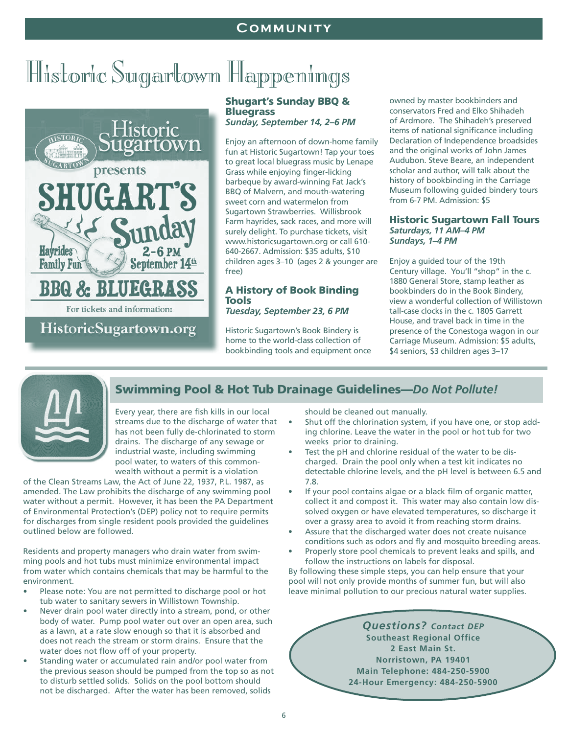# Historic Sugartown Happenings

Historic Sugartown presents SHUGART'S Sunday

Hayrides Family Fun

2-6 PM September 14th

BBQ & BLUEGRASS

For tickets and information:

HistoricSugartown.org

### Shugart's Sunday BBQ & Bluegrass

***Sunday, September 14, 2–6 PM***

Enjoy an afternoon of down-home family fun at Historic Sugartown! Tap your toes to great local bluegrass music by Lenape Grass while enjoying finger-licking barbeque by award-winning Fat Jack's BBQ of Malvern, and mouth-watering sweet corn and watermelon from Sugartown Strawberries. Willisbrook Farm hayrides, sack races, and more will surely delight. To purchase tickets, visit www.historicsugartown.org or call 610-640-2667. Admission: $35 adults, $10 children ages 3–10 (ages 2 & younger are free)

### A History of Book Binding Tools

***Tuesday, September 23, 6 PM***

Historic Sugartown's Book Bindery is home to the world-class collection of bookbinding tools and equipment once owned by master bookbinders and conservators Fred and Elko Shihadeh of Ardmore. The Shihadeh's preserved items of national significance including Declaration of Independence broadsides and the original works of John James Audubon. Steve Beare, an independent scholar and author, will talk about the history of bookbinding in the Carriage Museum following guided bindery tours from 6-7 PM. Admission: $5

### Historic Sugartown Fall Tours

***Saturdays, 11 AM–4 PM***
***Sundays, 1–4 PM***

Enjoy a guided tour of the 19th Century village. You'll "shop" in the c. 1880 General Store, stamp leather as bookbinders do in the Book Bindery, view a wonderful collection of Willistown tall-case clocks in the c. 1805 Garrett House, and travel back in time in the presence of the Conestoga wagon in our Carriage Museum. Admission: $5 adults, $4 seniors, $3 children ages 3–17

## Swimming Pool & Hot Tub Drainage Guidelines—*Do Not Pollute!*

Every year, there are fish kills in our local streams due to the discharge of water that has not been fully de-chlorinated to storm drains. The discharge of any sewage or industrial waste, including swimming pool water, to waters of this commonwealth without a permit is a violation of the Clean Streams Law, the Act of June 22, 1937, P.L. 1987, as amended. The Law prohibits the discharge of any swimming pool water without a permit. However, it has been the PA Department of Environmental Protection's (DEP) policy not to require permits for discharges from single resident pools provided the guidelines outlined below are followed.

Residents and property managers who drain water from swimming pools and hot tubs must minimize environmental impact from water which contains chemicals that may be harmful to the environment.

- Please note: You are not permitted to discharge pool or hot tub water to sanitary sewers in Willistown Township.
- Never drain pool water directly into a stream, pond, or other body of water. Pump pool water out over an open area, such as a lawn, at a rate slow enough so that it is absorbed and does not reach the stream or storm drains. Ensure that the water does not flow off of your property.
- Standing water or accumulated rain and/or pool water from the previous season should be pumped from the top so as not to disturb settled solids. Solids on the pool bottom should not be discharged. After the water has been removed, solids should be cleaned out manually.
- Shut off the chlorination system, if you have one, or stop adding chlorine. Leave the water in the pool or hot tub for two weeks prior to draining.
- Test the pH and chlorine residual of the water to be discharged. Drain the pool only when a test kit indicates no detectable chlorine levels, and the pH level is between 6.5 and 7.8.
- If your pool contains algae or a black film of organic matter, collect it and compost it. This water may also contain low dissolved oxygen or have elevated temperatures, so discharge it over a grassy area to avoid it from reaching storm drains.
- Assure that the discharged water does not create nuisance conditions such as odors and fly and mosquito breeding areas.
- Properly store pool chemicals to prevent leaks and spills, and follow the instructions on labels for disposal.

By following these simple steps, you can help ensure that your pool will not only provide months of summer fun, but will also leave minimal pollution to our precious natural water supplies.

***Questions? Contact DEP***
**Southeast Regional Office**
**2 East Main St.**
**Norristown, PA 19401**
**Main Telephone: 484-250-5900**
**24-Hour Emergency: 484-250-5900**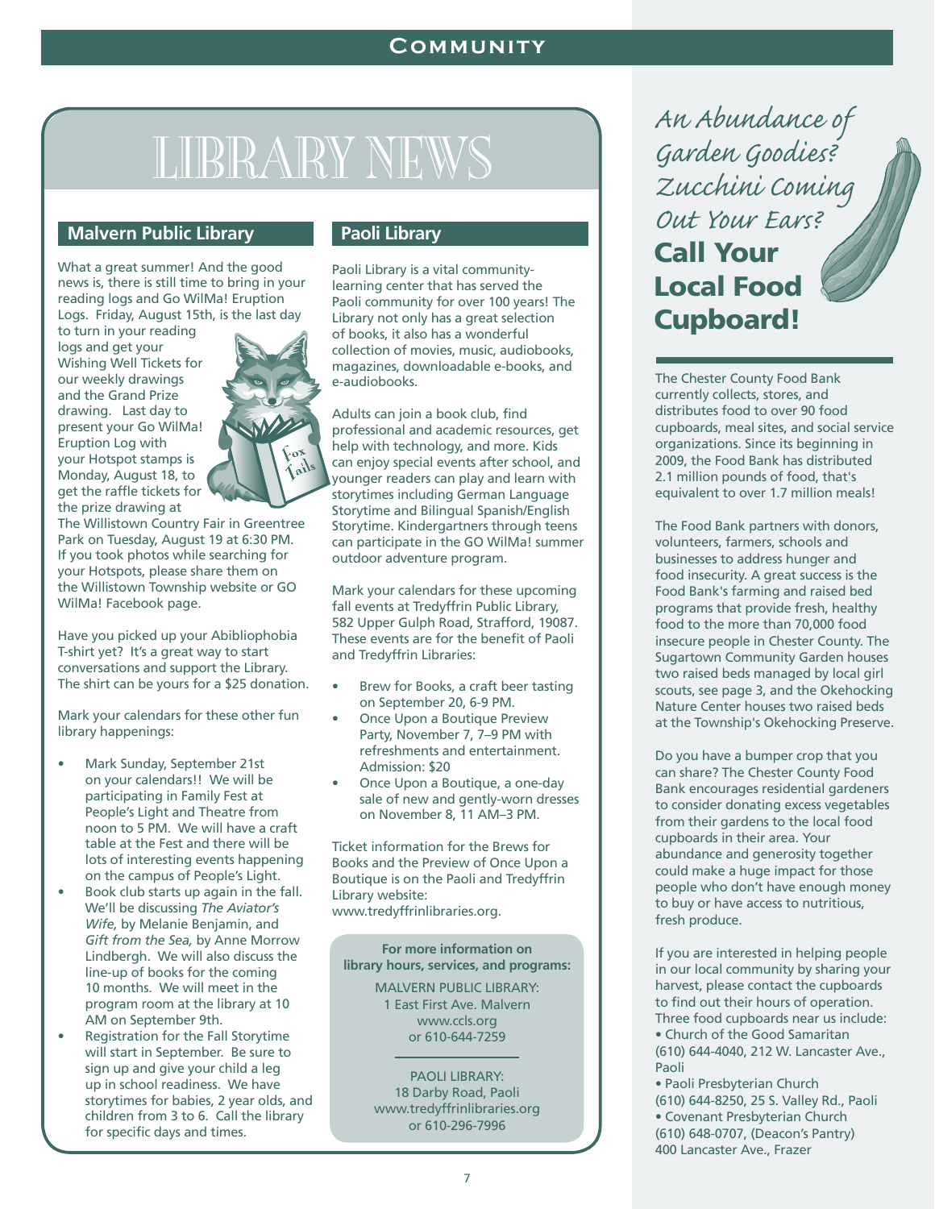# LIBRARY NEWS

## Malvern Public Library

What a great summer! And the good news is, there is still time to bring in your reading logs and Go WilMa! Eruption Logs. Friday, August 15th, is the last day to turn in your reading logs and get your Wishing Well Tickets for our weekly drawings and the Grand Prize drawing. Last day to present your Go WilMa! Eruption Log with your Hotspot stamps is Monday, August 18, to get the raffle tickets for the prize drawing at The Willistown Country Fair in Greentree Park on Tuesday, August 19 at 6:30 PM. If you took photos while searching for your Hotspots, please share them on the Willistown Township website or GO WilMa! Facebook page.

Have you picked up your Abibliophobia T-shirt yet? It's a great way to start conversations and support the Library. The shirt can be yours for a $25 donation.

Mark your calendars for these other fun library happenings:

- Mark Sunday, September 21st on your calendars!! We will be participating in Family Fest at People's Light and Theatre from noon to 5 PM. We will have a craft table at the Fest and there will be lots of interesting events happening on the campus of People's Light.
- Book club starts up again in the fall. We'll be discussing *The Aviator's Wife,* by Melanie Benjamin, and *Gift from the Sea,* by Anne Morrow Lindbergh. We will also discuss the line-up of books for the coming 10 months. We will meet in the program room at the library at 10 AM on September 9th.
- Registration for the Fall Storytime will start in September. Be sure to sign up and give your child a leg up in school readiness. We have storytimes for babies, 2 year olds, and children from 3 to 6. Call the library for specific days and times.

## Paoli Library

Paoli Library is a vital community-learning center that has served the Paoli community for over 100 years! The Library not only has a great selection of books, it also has a wonderful collection of movies, music, audiobooks, magazines, downloadable e-books, and e-audiobooks.

Adults can join a book club, find professional and academic resources, get help with technology, and more. Kids can enjoy special events after school, and younger readers can play and learn with storytimes including German Language Storytime and Bilingual Spanish/English Storytime. Kindergartners through teens can participate in the GO WilMa! summer outdoor adventure program.

Mark your calendars for these upcoming fall events at Tredyffrin Public Library, 582 Upper Gulph Road, Strafford, 19087. These events are for the benefit of Paoli and Tredyffrin Libraries:

- Brew for Books, a craft beer tasting on September 20, 6-9 PM.
- Once Upon a Boutique Preview Party, November 7, 7–9 PM with refreshments and entertainment. Admission: $20
- Once Upon a Boutique, a one-day sale of new and gently-worn dresses on November 8, 11 AM–3 PM.

Ticket information for the Brews for Books and the Preview of Once Upon a Boutique is on the Paoli and Tredyffrin Library website: www.tredyffrinlibraries.org.

**For more information on library hours, services, and programs:**

MALVERN PUBLIC LIBRARY:
1 East First Ave. Malvern
www.ccls.org
or 610-644-7259

PAOLI LIBRARY:
18 Darby Road, Paoli
www.tredyffrinlibraries.org
or 610-296-7996

## *An Abundance of Garden Goodies? Zucchini Coming Out Your Ears?* Call Your Local Food Cupboard!

The Chester County Food Bank currently collects, stores, and distributes food to over 90 food cupboards, meal sites, and social service organizations. Since its beginning in 2009, the Food Bank has distributed 2.1 million pounds of food, that's equivalent to over 1.7 million meals!

The Food Bank partners with donors, volunteers, farmers, schools and businesses to address hunger and food insecurity. A great success is the Food Bank's farming and raised bed programs that provide fresh, healthy food to the more than 70,000 food insecure people in Chester County. The Sugartown Community Garden houses two raised beds managed by local girl scouts, see page 3, and the Okehocking Nature Center houses two raised beds at the Township's Okehocking Preserve.

Do you have a bumper crop that you can share? The Chester County Food Bank encourages residential gardeners to consider donating excess vegetables from their gardens to the local food cupboards in their area. Your abundance and generosity together could make a huge impact for those people who don't have enough money to buy or have access to nutritious, fresh produce.

If you are interested in helping people in our local community by sharing your harvest, please contact the cupboards to find out their hours of operation. Three food cupboards near us include:

- Church of the Good Samaritan (610) 644-4040, 212 W. Lancaster Ave., Paoli
- Paoli Presbyterian Church (610) 644-8250, 25 S. Valley Rd., Paoli
- Covenant Presbyterian Church (610) 648-0707, (Deacon's Pantry) 400 Lancaster Ave., Frazer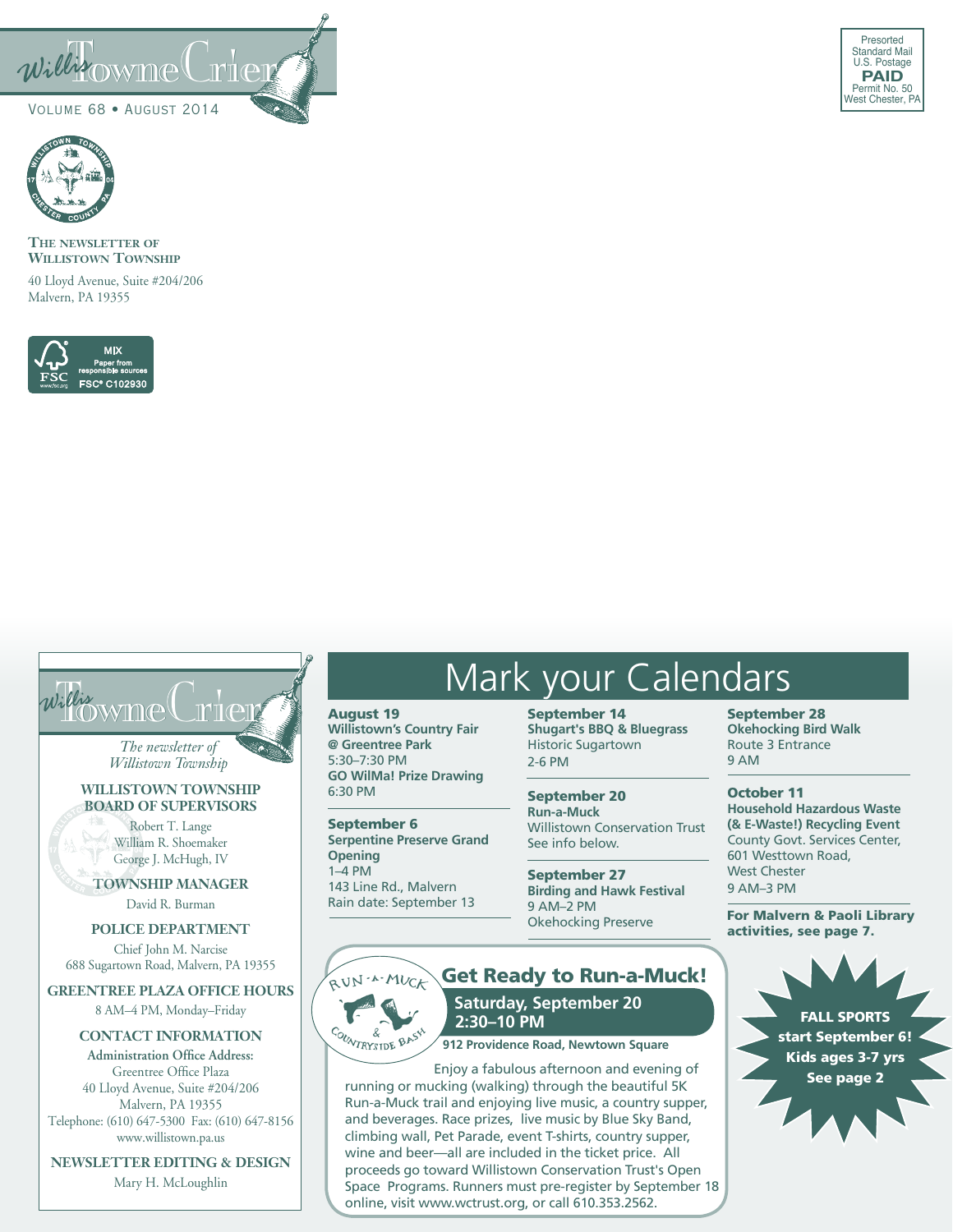# Willis Towne Crier

Volume 68 • August 2014

**The newsletter of Willistown Township**

40 Lloyd Avenue, Suite #204/206
Malvern, PA 19355

MIX
Paper from responsible sources
FSC® C102930

Presorted
Standard Mail
U.S. Postage
**PAID**
Permit No. 50
West Chester, PA

## Willis Towne Crier

*The newsletter of Willistown Township*

**WILLISTOWN TOWNSHIP BOARD OF SUPERVISORS**

Robert T. Lange
William R. Shoemaker
George J. McHugh, IV

**TOWNSHIP MANAGER**

David R. Burman

**POLICE DEPARTMENT**

Chief John M. Narcise
688 Sugartown Road, Malvern, PA 19355

**GREENTREE PLAZA OFFICE HOURS**

8 AM–4 PM, Monday–Friday

**CONTACT INFORMATION**

**Administration Office Address:**
Greentree Office Plaza
40 Lloyd Avenue, Suite #204/206
Malvern, PA 19355
Telephone: (610) 647-5300 Fax: (610) 647-8156
www.willistown.pa.us

**NEWSLETTER EDITING & DESIGN**

Mary H. McLoughlin

# Mark your Calendars

**August 19**
**Willistown's Country Fair @ Greentree Park**
5:30–7:30 PM
**GO WilMa! Prize Drawing**
6:30 PM

**September 6**
**Serpentine Preserve Grand Opening**
1–4 PM
143 Line Rd., Malvern
Rain date: September 13

**September 14**
**Shugart's BBQ & Bluegrass**
Historic Sugartown
2-6 PM

**September 20**
**Run-a-Muck**
Willistown Conservation Trust
See info below.

**September 27**
**Birding and Hawk Festival**
9 AM–2 PM
Okehocking Preserve

**September 28**
**Okehocking Bird Walk**
Route 3 Entrance
9 AM

**October 11**
**Household Hazardous Waste (& E-Waste!) Recycling Event**
County Govt. Services Center,
601 Westtown Road,
West Chester
9 AM–3 PM

**For Malvern & Paoli Library activities, see page 7.**

## Get Ready to Run-a-Muck!

Run-a-Muck & Countryside Bash

**Saturday, September 20**
**2:30–10 PM**

**912 Providence Road, Newtown Square**

Enjoy a fabulous afternoon and evening of running or mucking (walking) through the beautiful 5K Run-a-Muck trail and enjoying live music, a country supper, and beverages. Race prizes, live music by Blue Sky Band, climbing wall, Pet Parade, event T-shirts, country supper, wine and beer—all are included in the ticket price. All proceeds go toward Willistown Conservation Trust's Open Space Programs. Runners must pre-register by September 18 online, visit www.wctrust.org, or call 610.353.2562.

**FALL SPORTS start September 6! Kids ages 3-7 yrs See page 2**